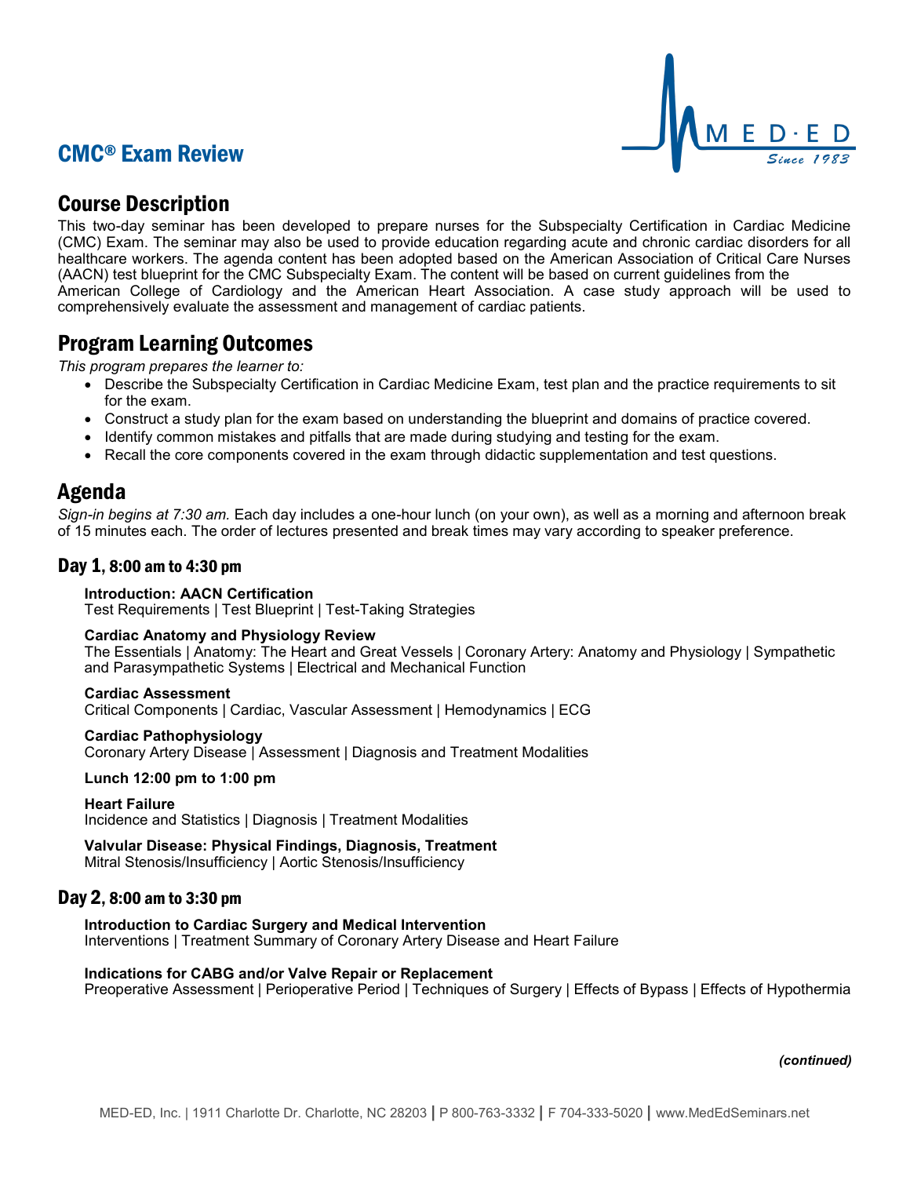# CMC® Exam Review

## Course Description

This two-day seminar has been developed to prepare nurses for the Subspecialty Certification in Cardiac Medicine (CMC) Exam. The seminar may also be used to provide education regarding acute and chronic cardiac disorders for all healthcare workers. The agenda content has been adopted based on the American Association of Critical Care Nurses (AACN) test blueprint for the CMC Subspecialty Exam. The content will be based on current guidelines from the American College of Cardiology and the American Heart Association. A case study approach will be used to comprehensively evaluate the assessment and management of cardiac patients.

## Program Learning Outcomes

*This program prepares the learner to:*

- Describe the Subspecialty Certification in Cardiac Medicine Exam, test plan and the practice requirements to sit for the exam.
- Construct a study plan for the exam based on understanding the blueprint and domains of practice covered.
- Identify common mistakes and pitfalls that are made during studying and testing for the exam.
- Recall the core components covered in the exam through didactic supplementation and test questions.

## Agenda

*Sign-in begins at 7:30 am.* Each day includes a one-hour lunch (on your own), as well as a morning and afternoon break of 15 minutes each. The order of lectures presented and break times may vary according to speaker preference.

### Day 1, 8:00 am to 4:30 pm

**Introduction: AACN Certification**
Test Requirements | Test Blueprint | Test-Taking Strategies

**Cardiac Anatomy and Physiology Review**
The Essentials | Anatomy: The Heart and Great Vessels | Coronary Artery: Anatomy and Physiology | Sympathetic and Parasympathetic Systems | Electrical and Mechanical Function

**Cardiac Assessment**
Critical Components | Cardiac, Vascular Assessment | Hemodynamics | ECG

**Cardiac Pathophysiology**
Coronary Artery Disease | Assessment | Diagnosis and Treatment Modalities

**Lunch 12:00 pm to 1:00 pm**

**Heart Failure**
Incidence and Statistics | Diagnosis | Treatment Modalities

**Valvular Disease: Physical Findings, Diagnosis, Treatment**
Mitral Stenosis/Insufficiency | Aortic Stenosis/Insufficiency

### Day 2, 8:00 am to 3:30 pm

**Introduction to Cardiac Surgery and Medical Intervention**
Interventions | Treatment Summary of Coronary Artery Disease and Heart Failure

**Indications for CABG and/or Valve Repair or Replacement**
Preoperative Assessment | Perioperative Period | Techniques of Surgery | Effects of Bypass | Effects of Hypothermia

***(continued)***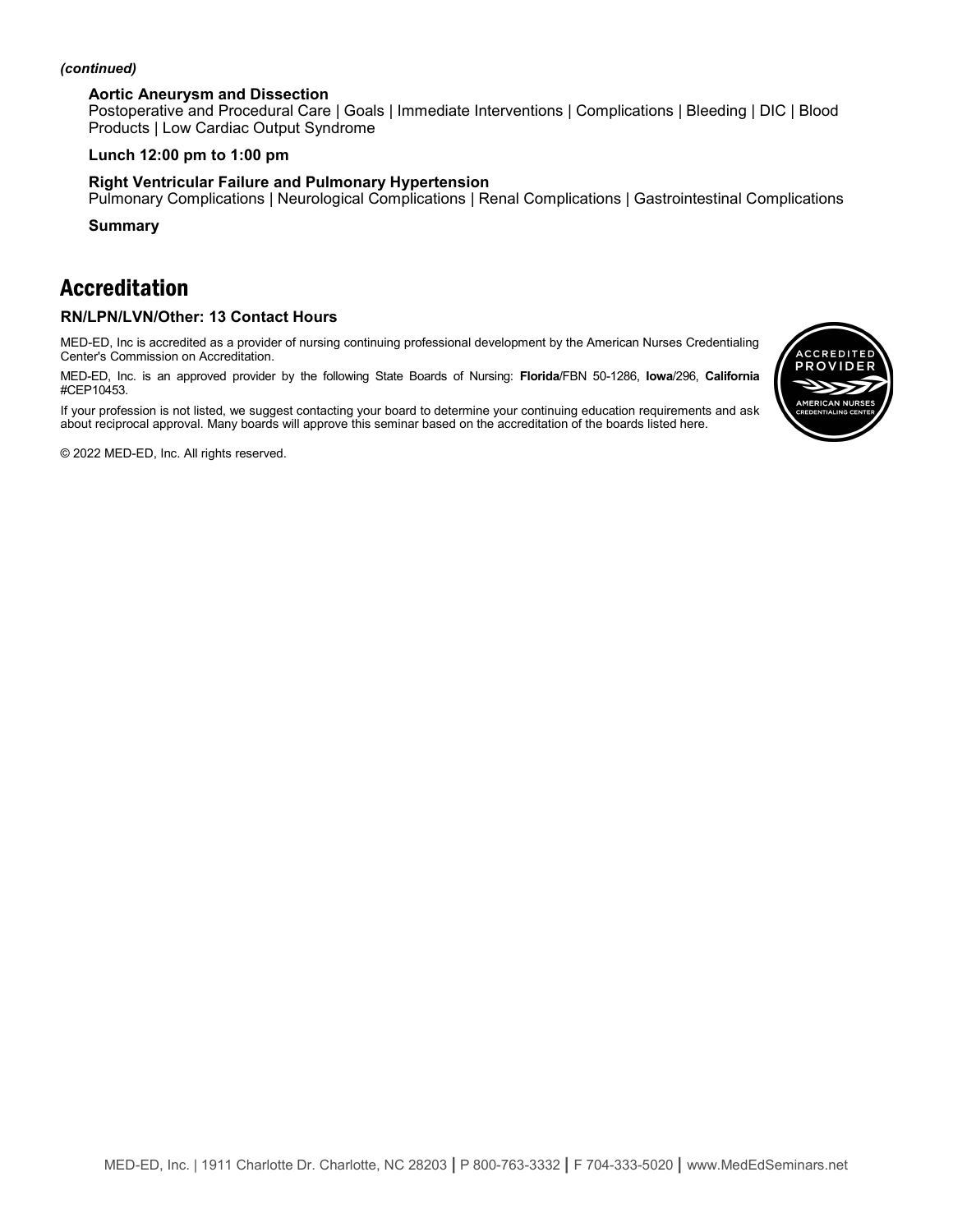*(continued)*

**Aortic Aneurysm and Dissection**
Postoperative and Procedural Care | Goals | Immediate Interventions | Complications | Bleeding | DIC | Blood Products | Low Cardiac Output Syndrome

**Lunch 12:00 pm to 1:00 pm**

**Right Ventricular Failure and Pulmonary Hypertension**
Pulmonary Complications | Neurological Complications | Renal Complications | Gastrointestinal Complications

**Summary**

## Accreditation

**RN/LPN/LVN/Other: 13 Contact Hours**

MED-ED, Inc is accredited as a provider of nursing continuing professional development by the American Nurses Credentialing Center's Commission on Accreditation.

MED-ED, Inc. is an approved provider by the following State Boards of Nursing: **Florida**/FBN 50-1286, **Iowa**/296, **California** #CEP10453.

If your profession is not listed, we suggest contacting your board to determine your continuing education requirements and ask about reciprocal approval. Many boards will approve this seminar based on the accreditation of the boards listed here.

ACCREDITED PROVIDER
AMERICAN NURSES CREDENTIALING CENTER

© 2022 MED-ED, Inc. All rights reserved.

MED-ED, Inc. | 1911 Charlotte Dr. Charlotte, NC 28203 | P 800-763-3332 | F 704-333-5020 | www.MedEdSeminars.net